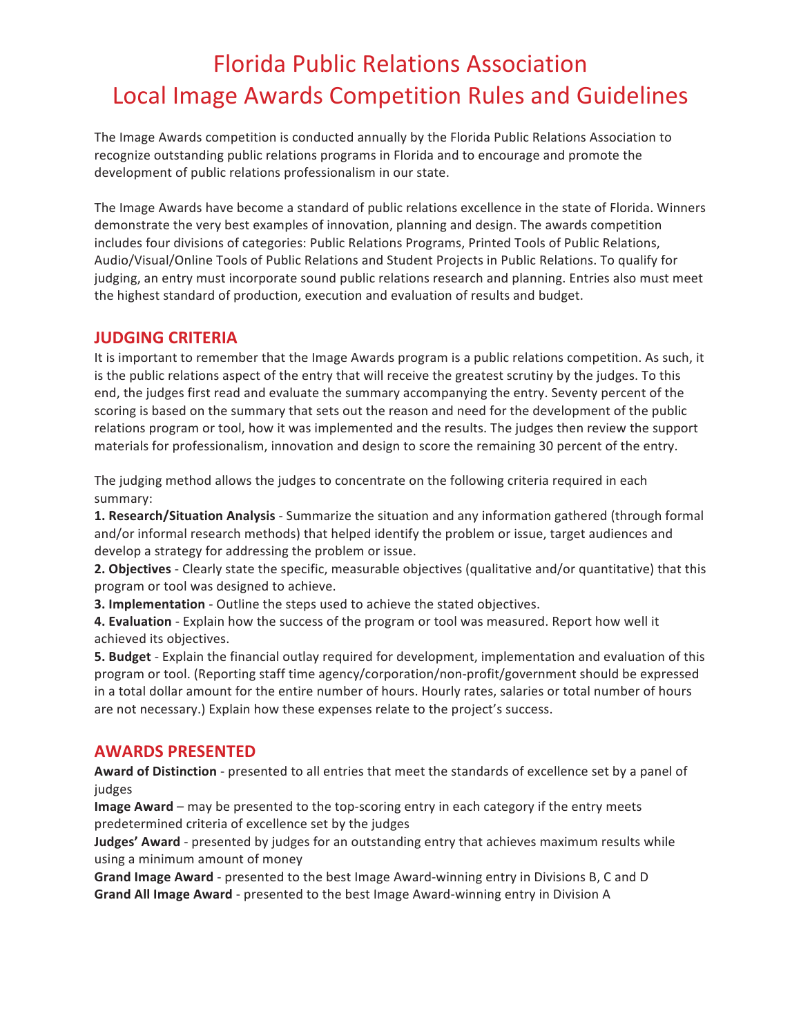# Florida Public Relations Association
# Local Image Awards Competition Rules and Guidelines

The Image Awards competition is conducted annually by the Florida Public Relations Association to recognize outstanding public relations programs in Florida and to encourage and promote the development of public relations professionalism in our state.

The Image Awards have become a standard of public relations excellence in the state of Florida. Winners demonstrate the very best examples of innovation, planning and design. The awards competition includes four divisions of categories: Public Relations Programs, Printed Tools of Public Relations, Audio/Visual/Online Tools of Public Relations and Student Projects in Public Relations. To qualify for judging, an entry must incorporate sound public relations research and planning. Entries also must meet the highest standard of production, execution and evaluation of results and budget.

## JUDGING CRITERIA

It is important to remember that the Image Awards program is a public relations competition. As such, it is the public relations aspect of the entry that will receive the greatest scrutiny by the judges. To this end, the judges first read and evaluate the summary accompanying the entry. Seventy percent of the scoring is based on the summary that sets out the reason and need for the development of the public relations program or tool, how it was implemented and the results. The judges then review the support materials for professionalism, innovation and design to score the remaining 30 percent of the entry.

The judging method allows the judges to concentrate on the following criteria required in each summary:

**1. Research/Situation Analysis** - Summarize the situation and any information gathered (through formal and/or informal research methods) that helped identify the problem or issue, target audiences and develop a strategy for addressing the problem or issue.

**2. Objectives** - Clearly state the specific, measurable objectives (qualitative and/or quantitative) that this program or tool was designed to achieve.

**3. Implementation** - Outline the steps used to achieve the stated objectives.

**4. Evaluation** - Explain how the success of the program or tool was measured. Report how well it achieved its objectives.

**5. Budget** - Explain the financial outlay required for development, implementation and evaluation of this program or tool. (Reporting staff time agency/corporation/non-profit/government should be expressed in a total dollar amount for the entire number of hours. Hourly rates, salaries or total number of hours are not necessary.) Explain how these expenses relate to the project's success.

## AWARDS PRESENTED

**Award of Distinction** - presented to all entries that meet the standards of excellence set by a panel of judges

**Image Award** – may be presented to the top-scoring entry in each category if the entry meets predetermined criteria of excellence set by the judges

**Judges' Award** - presented by judges for an outstanding entry that achieves maximum results while using a minimum amount of money

**Grand Image Award** - presented to the best Image Award-winning entry in Divisions B, C and D

**Grand All Image Award** - presented to the best Image Award-winning entry in Division A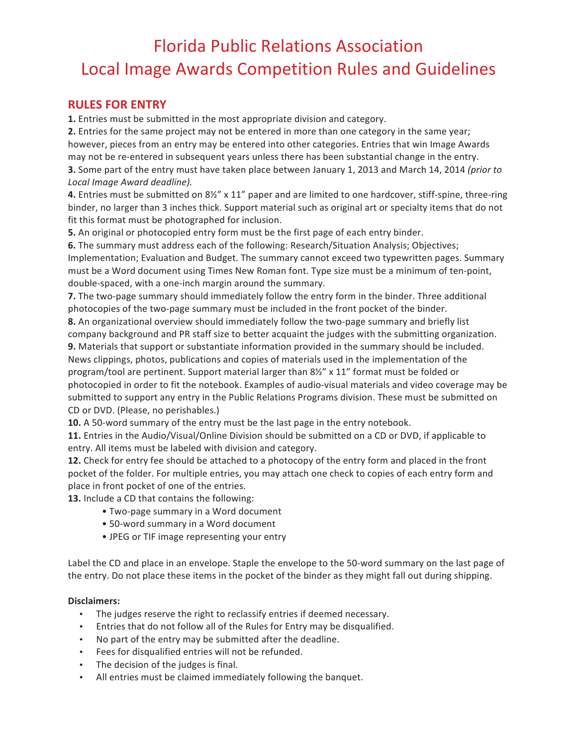# Florida Public Relations Association
# Local Image Awards Competition Rules and Guidelines

## RULES FOR ENTRY

**1.** Entries must be submitted in the most appropriate division and category.

**2.** Entries for the same project may not be entered in more than one category in the same year; however, pieces from an entry may be entered into other categories. Entries that win Image Awards may not be re-entered in subsequent years unless there has been substantial change in the entry.

**3.** Some part of the entry must have taken place between January 1, 2013 and March 14, 2014 *(prior to Local Image Award deadline).*

**4.** Entries must be submitted on 8½" x 11" paper and are limited to one hardcover, stiff-spine, three-ring binder, no larger than 3 inches thick. Support material such as original art or specialty items that do not fit this format must be photographed for inclusion.

**5.** An original or photocopied entry form must be the first page of each entry binder.

**6.** The summary must address each of the following: Research/Situation Analysis; Objectives; Implementation; Evaluation and Budget. The summary cannot exceed two typewritten pages. Summary must be a Word document using Times New Roman font. Type size must be a minimum of ten-point, double-spaced, with a one-inch margin around the summary.

**7.** The two-page summary should immediately follow the entry form in the binder. Three additional photocopies of the two-page summary must be included in the front pocket of the binder.

**8.** An organizational overview should immediately follow the two-page summary and briefly list company background and PR staff size to better acquaint the judges with the submitting organization.

**9.** Materials that support or substantiate information provided in the summary should be included. News clippings, photos, publications and copies of materials used in the implementation of the program/tool are pertinent. Support material larger than 8½" x 11" format must be folded or photocopied in order to fit the notebook. Examples of audio-visual materials and video coverage may be submitted to support any entry in the Public Relations Programs division. These must be submitted on CD or DVD. (Please, no perishables.)

**10.** A 50-word summary of the entry must be the last page in the entry notebook.

**11.** Entries in the Audio/Visual/Online Division should be submitted on a CD or DVD, if applicable to entry. All items must be labeled with division and category.

**12.** Check for entry fee should be attached to a photocopy of the entry form and placed in the front pocket of the folder. For multiple entries, you may attach one check to copies of each entry form and place in front pocket of one of the entries.

**13.** Include a CD that contains the following:

- Two-page summary in a Word document
- 50-word summary in a Word document
- JPEG or TIF image representing your entry

Label the CD and place in an envelope. Staple the envelope to the 50-word summary on the last page of the entry. Do not place these items in the pocket of the binder as they might fall out during shipping.

**Disclaimers:**

- The judges reserve the right to reclassify entries if deemed necessary.
- Entries that do not follow all of the Rules for Entry may be disqualified.
- No part of the entry may be submitted after the deadline.
- Fees for disqualified entries will not be refunded.
- The decision of the judges is final.
- All entries must be claimed immediately following the banquet.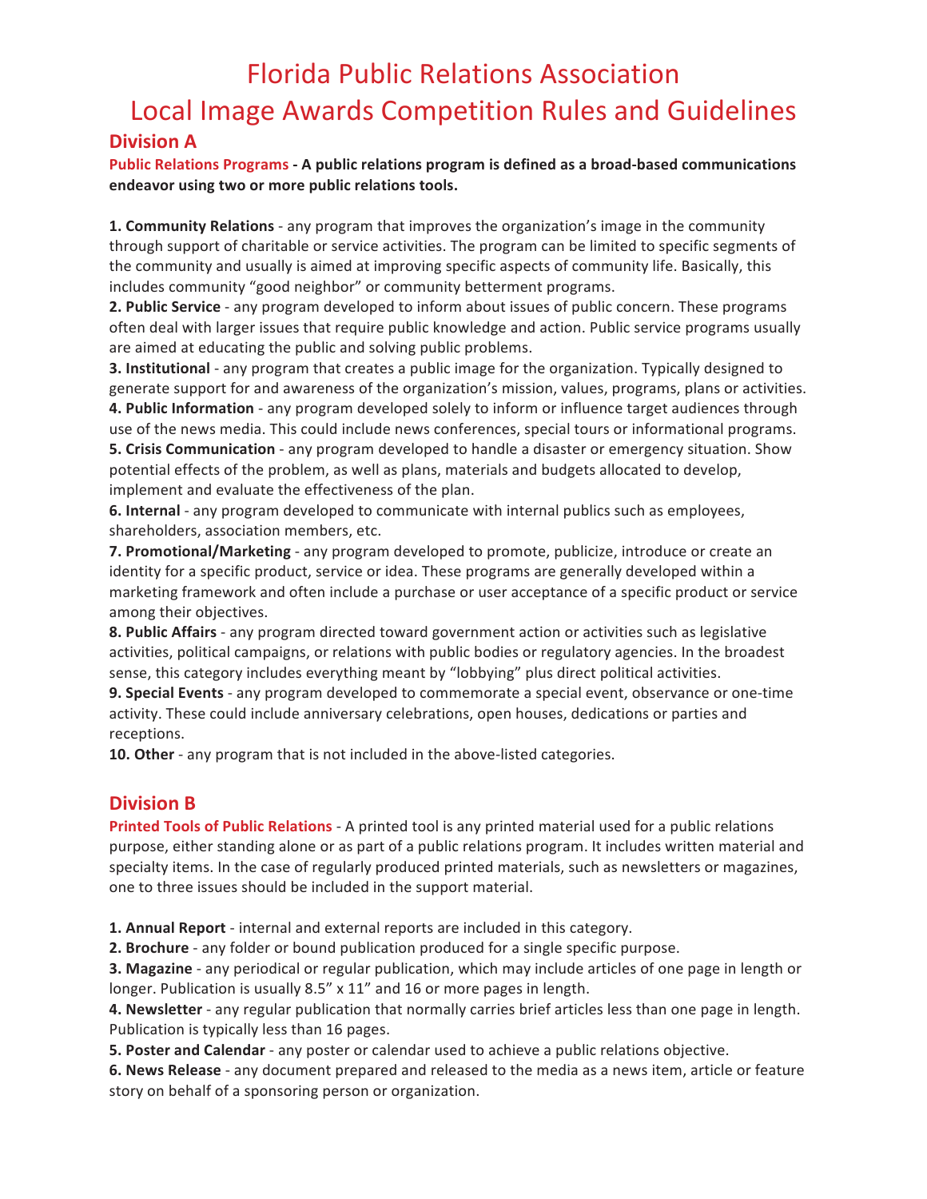# Florida Public Relations Association
# Local Image Awards Competition Rules and Guidelines

## Division A

**Public Relations Programs - A public relations program is defined as a broad-based communications endeavor using two or more public relations tools.**

**1. Community Relations** - any program that improves the organization's image in the community through support of charitable or service activities. The program can be limited to specific segments of the community and usually is aimed at improving specific aspects of community life. Basically, this includes community "good neighbor" or community betterment programs.

**2. Public Service** - any program developed to inform about issues of public concern. These programs often deal with larger issues that require public knowledge and action. Public service programs usually are aimed at educating the public and solving public problems.

**3. Institutional** - any program that creates a public image for the organization. Typically designed to generate support for and awareness of the organization's mission, values, programs, plans or activities.

**4. Public Information** - any program developed solely to inform or influence target audiences through use of the news media. This could include news conferences, special tours or informational programs.

**5. Crisis Communication** - any program developed to handle a disaster or emergency situation. Show potential effects of the problem, as well as plans, materials and budgets allocated to develop, implement and evaluate the effectiveness of the plan.

**6. Internal** - any program developed to communicate with internal publics such as employees, shareholders, association members, etc.

**7. Promotional/Marketing** - any program developed to promote, publicize, introduce or create an identity for a specific product, service or idea. These programs are generally developed within a marketing framework and often include a purchase or user acceptance of a specific product or service among their objectives.

**8. Public Affairs** - any program directed toward government action or activities such as legislative activities, political campaigns, or relations with public bodies or regulatory agencies. In the broadest sense, this category includes everything meant by "lobbying" plus direct political activities.

**9. Special Events** - any program developed to commemorate a special event, observance or one-time activity. These could include anniversary celebrations, open houses, dedications or parties and receptions.

**10. Other** - any program that is not included in the above-listed categories.

## Division B

**Printed Tools of Public Relations** - A printed tool is any printed material used for a public relations purpose, either standing alone or as part of a public relations program. It includes written material and specialty items. In the case of regularly produced printed materials, such as newsletters or magazines, one to three issues should be included in the support material.

**1. Annual Report** - internal and external reports are included in this category.

**2. Brochure** - any folder or bound publication produced for a single specific purpose.

**3. Magazine** - any periodical or regular publication, which may include articles of one page in length or longer. Publication is usually 8.5" x 11" and 16 or more pages in length.

**4. Newsletter** - any regular publication that normally carries brief articles less than one page in length. Publication is typically less than 16 pages.

**5. Poster and Calendar** - any poster or calendar used to achieve a public relations objective.

**6. News Release** - any document prepared and released to the media as a news item, article or feature story on behalf of a sponsoring person or organization.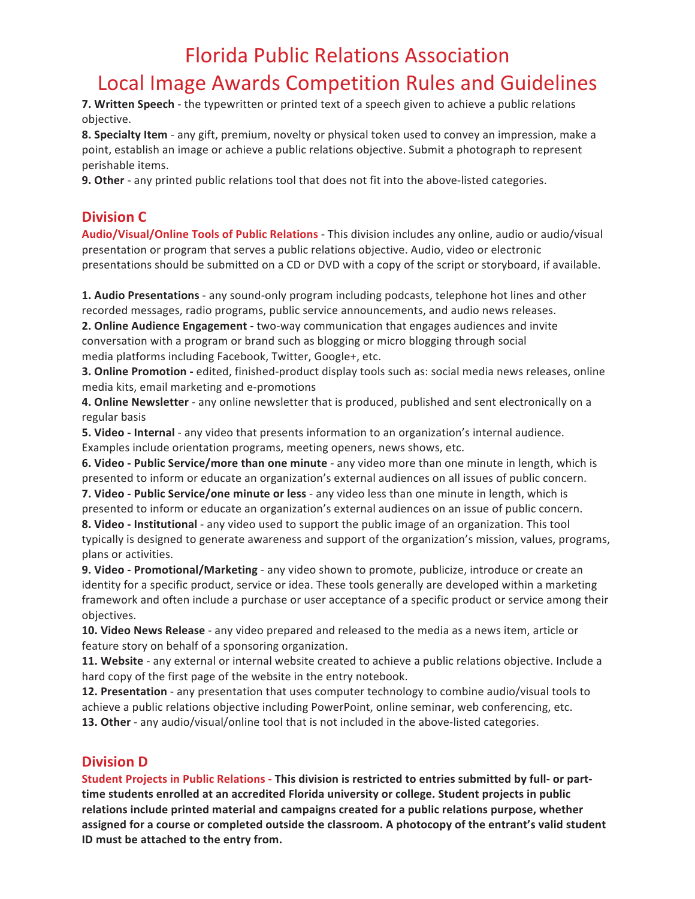7. **Written Speech** - the typewritten or printed text of a speech given to achieve a public relations objective.
8. **Specialty Item** - any gift, premium, novelty or physical token used to convey an impression, make a point, establish an image or achieve a public relations objective. Submit a photograph to represent perishable items.
9. **Other** - any printed public relations tool that does not fit into the above-listed categories.

## Division C

**Audio/Visual/Online Tools of Public Relations** - This division includes any online, audio or audio/visual presentation or program that serves a public relations objective. Audio, video or electronic presentations should be submitted on a CD or DVD with a copy of the script or storyboard, if available.

1. **Audio Presentations** - any sound-only program including podcasts, telephone hot lines and other recorded messages, radio programs, public service announcements, and audio news releases.
2. **Online Audience Engagement -** two-way communication that engages audiences and invite conversation with a program or brand such as blogging or micro blogging through social media platforms including Facebook, Twitter, Google+, etc.
3. **Online Promotion -** edited, finished-product display tools such as: social media news releases, online media kits, email marketing and e-promotions
4. **Online Newsletter** - any online newsletter that is produced, published and sent electronically on a regular basis
5. **Video - Internal** - any video that presents information to an organization's internal audience. Examples include orientation programs, meeting openers, news shows, etc.
6. **Video - Public Service/more than one minute** - any video more than one minute in length, which is presented to inform or educate an organization's external audiences on all issues of public concern.
7. **Video - Public Service/one minute or less** - any video less than one minute in length, which is presented to inform or educate an organization's external audiences on an issue of public concern.
8. **Video - Institutional** - any video used to support the public image of an organization. This tool typically is designed to generate awareness and support of the organization's mission, values, programs, plans or activities.
9. **Video - Promotional/Marketing** - any video shown to promote, publicize, introduce or create an identity for a specific product, service or idea. These tools generally are developed within a marketing framework and often include a purchase or user acceptance of a specific product or service among their objectives.
10. **Video News Release** - any video prepared and released to the media as a news item, article or feature story on behalf of a sponsoring organization.
11. **Website** - any external or internal website created to achieve a public relations objective. Include a hard copy of the first page of the website in the entry notebook.
12. **Presentation** - any presentation that uses computer technology to combine audio/visual tools to achieve a public relations objective including PowerPoint, online seminar, web conferencing, etc.
13. **Other** - any audio/visual/online tool that is not included in the above-listed categories.

## Division D

**Student Projects in Public Relations - This division is restricted to entries submitted by full- or part-time students enrolled at an accredited Florida university or college. Student projects in public relations include printed material and campaigns created for a public relations purpose, whether assigned for a course or completed outside the classroom. A photocopy of the entrant's valid student ID must be attached to the entry from.**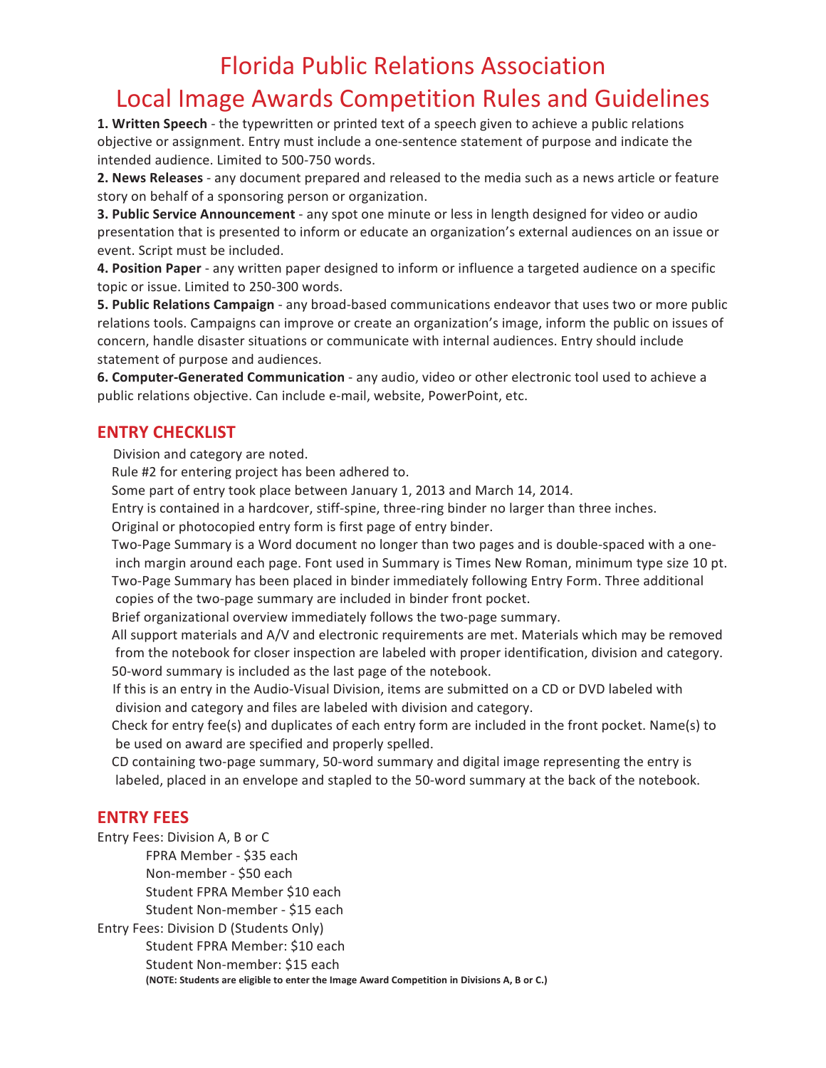# Florida Public Relations Association

# Local Image Awards Competition Rules and Guidelines

**1. Written Speech** - the typewritten or printed text of a speech given to achieve a public relations objective or assignment. Entry must include a one-sentence statement of purpose and indicate the intended audience. Limited to 500-750 words.

**2. News Releases** - any document prepared and released to the media such as a news article or feature story on behalf of a sponsoring person or organization.

**3. Public Service Announcement** - any spot one minute or less in length designed for video or audio presentation that is presented to inform or educate an organization's external audiences on an issue or event. Script must be included.

**4. Position Paper** - any written paper designed to inform or influence a targeted audience on a specific topic or issue. Limited to 250-300 words.

**5. Public Relations Campaign** - any broad-based communications endeavor that uses two or more public relations tools. Campaigns can improve or create an organization's image, inform the public on issues of concern, handle disaster situations or communicate with internal audiences. Entry should include statement of purpose and audiences.

**6. Computer-Generated Communication** - any audio, video or other electronic tool used to achieve a public relations objective. Can include e-mail, website, PowerPoint, etc.

## ENTRY CHECKLIST

- Division and category are noted.
- Rule #2 for entering project has been adhered to.
- Some part of entry took place between January 1, 2013 and March 14, 2014.
- Entry is contained in a hardcover, stiff-spine, three-ring binder no larger than three inches.
- Original or photocopied entry form is first page of entry binder.
- Two-Page Summary is a Word document no longer than two pages and is double-spaced with a one-inch margin around each page. Font used in Summary is Times New Roman, minimum type size 10 pt.
- Two-Page Summary has been placed in binder immediately following Entry Form. Three additional copies of the two-page summary are included in binder front pocket.
- Brief organizational overview immediately follows the two-page summary.
- All support materials and A/V and electronic requirements are met. Materials which may be removed from the notebook for closer inspection are labeled with proper identification, division and category.
- 50-word summary is included as the last page of the notebook.
- If this is an entry in the Audio-Visual Division, items are submitted on a CD or DVD labeled with division and category and files are labeled with division and category.
- Check for entry fee(s) and duplicates of each entry form are included in the front pocket. Name(s) to be used on award are specified and properly spelled.
- CD containing two-page summary, 50-word summary and digital image representing the entry is labeled, placed in an envelope and stapled to the 50-word summary at the back of the notebook.

## ENTRY FEES

Entry Fees: Division A, B or C

- FPRA Member - $35 each
- Non-member - $50 each
- Student FPRA Member $10 each
- Student Non-member - $15 each

Entry Fees: Division D (Students Only)

- Student FPRA Member: $10 each
- Student Non-member: $15 each

**(NOTE: Students are eligible to enter the Image Award Competition in Divisions A, B or C.)**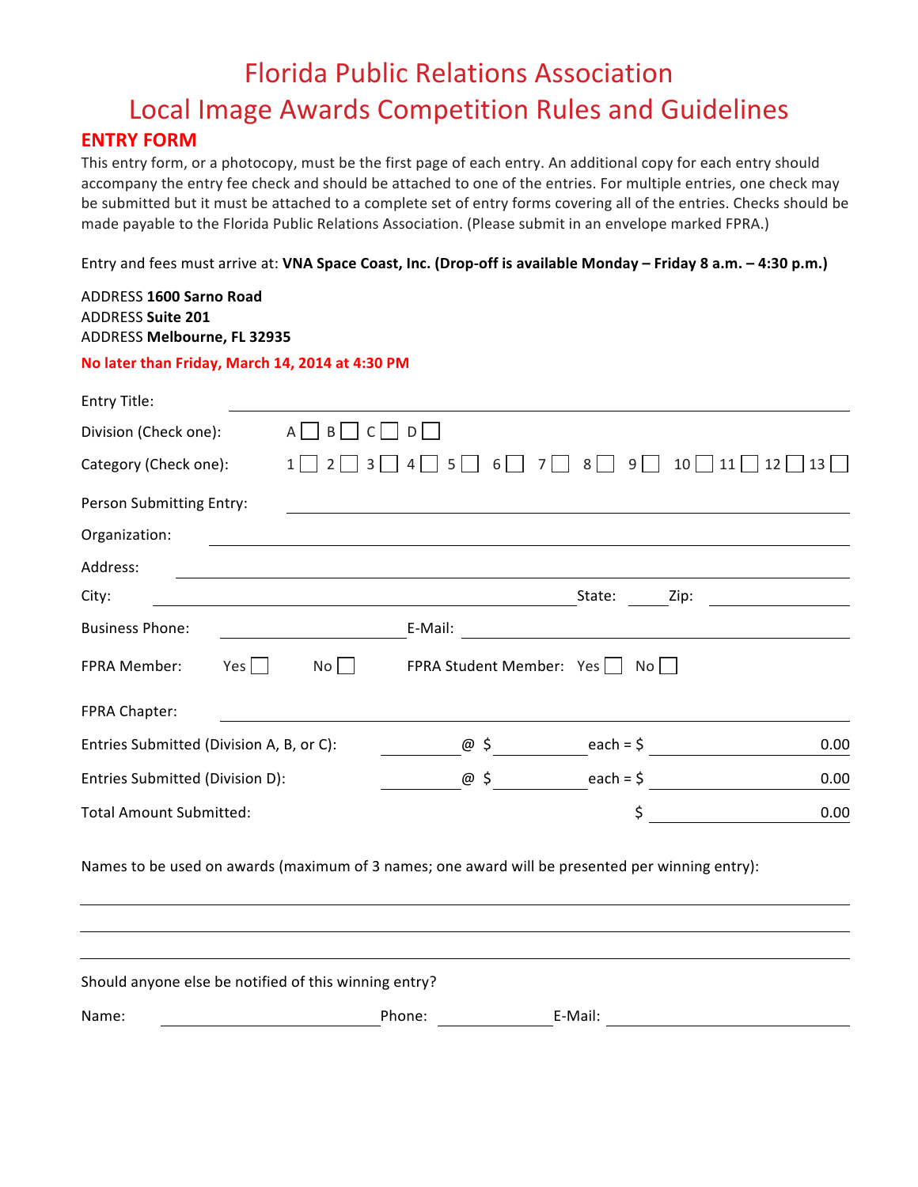# Florida Public Relations Association
# Local Image Awards Competition Rules and Guidelines

## ENTRY FORM

This entry form, or a photocopy, must be the first page of each entry. An additional copy for each entry should accompany the entry fee check and should be attached to one of the entries. For multiple entries, one check may be submitted but it must be attached to a complete set of entry forms covering all of the entries. Checks should be made payable to the Florida Public Relations Association. (Please submit in an envelope marked FPRA.)

Entry and fees must arrive at: **VNA Space Coast, Inc. (Drop-off is available Monday – Friday 8 a.m. – 4:30 p.m.)**

ADDRESS **1600 Sarno Road**
ADDRESS **Suite 201**
ADDRESS **Melbourne, FL 32935**

**No later than Friday, March 14, 2014 at 4:30 PM**

Entry Title: ______________________________

Division (Check one): A ☐ B ☐ C ☐ D ☐

Category (Check one): 1 ☐ 2 ☐ 3 ☐ 4 ☐ 5 ☐ 6 ☐ 7 ☐ 8 ☐ 9 ☐ 10 ☐ 11 ☐ 12 ☐ 13 ☐

Person Submitting Entry: ______________________________

Organization: ______________________________

Address: ______________________________

City: ______________________________ State: ______ Zip: ______________

Business Phone: ______________ E-Mail: ______________________________

FPRA Member: Yes ☐ No ☐ FPRA Student Member: Yes ☐ No ☐

FPRA Chapter: ______________________________

Entries Submitted (Division A, B, or C): ________ @ $ ________ each = $ 0.00

Entries Submitted (Division D): ________ @ $ ________ each = $ 0.00

Total Amount Submitted: $ 0.00

Names to be used on awards (maximum of 3 names; one award will be presented per winning entry):

______________________________

______________________________

______________________________

Should anyone else be notified of this winning entry?

Name: ______________ Phone: ______________ E-Mail: ______________